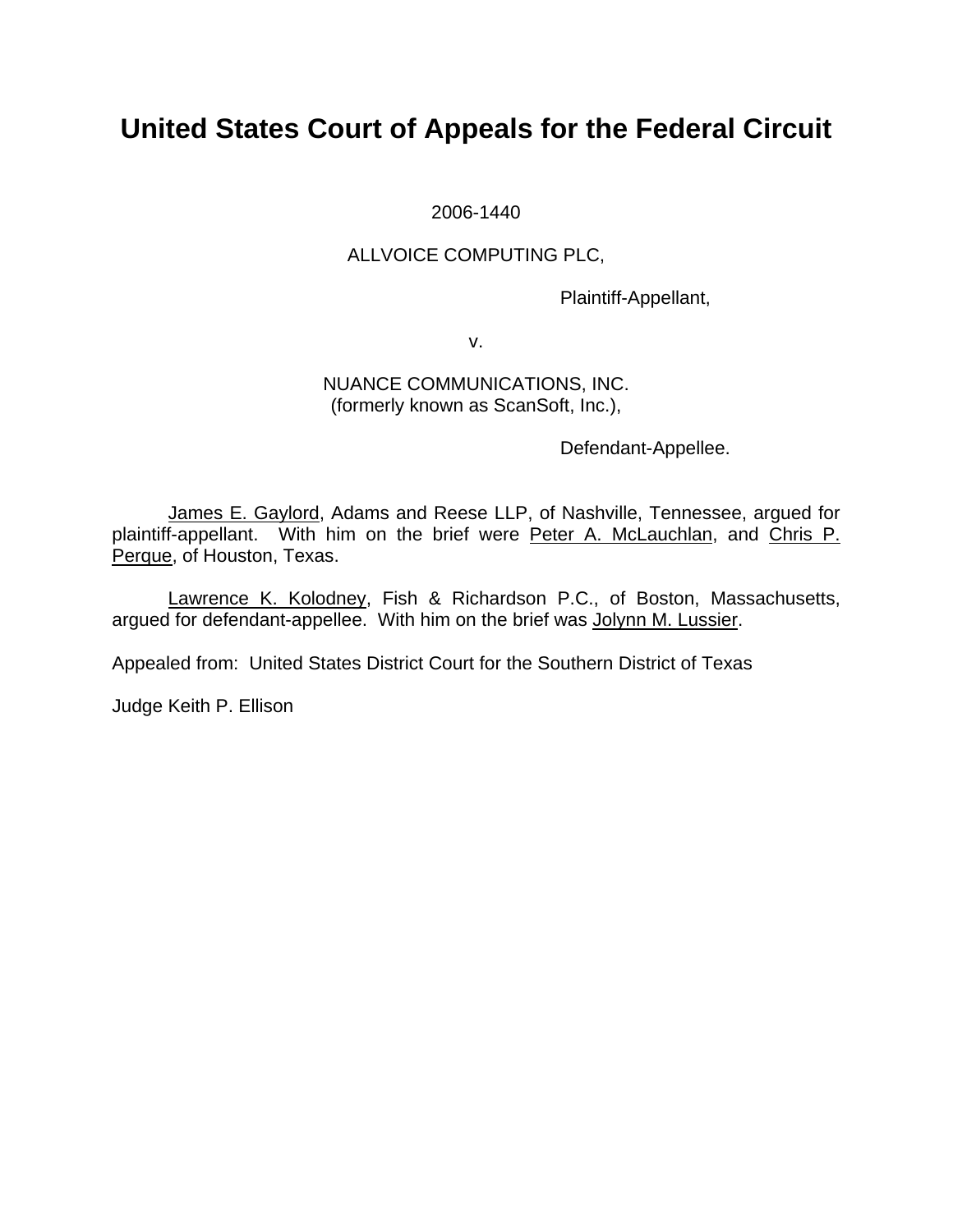# United States Court of Appeals for the Federal Circuit

2006-1440

ALLVOICE COMPUTING PLC,

Plaintiff-Appellant,

v.

NUANCE COMMUNICATIONS, INC.
(formerly known as ScanSoft, Inc.),

Defendant-Appellee.

James E. Gaylord, Adams and Reese LLP, of Nashville, Tennessee, argued for plaintiff-appellant. With him on the brief were Peter A. McLauchlan, and Chris P. Perque, of Houston, Texas.

Lawrence K. Kolodney, Fish & Richardson P.C., of Boston, Massachusetts, argued for defendant-appellee. With him on the brief was Jolynn M. Lussier.

Appealed from: United States District Court for the Southern District of Texas

Judge Keith P. Ellison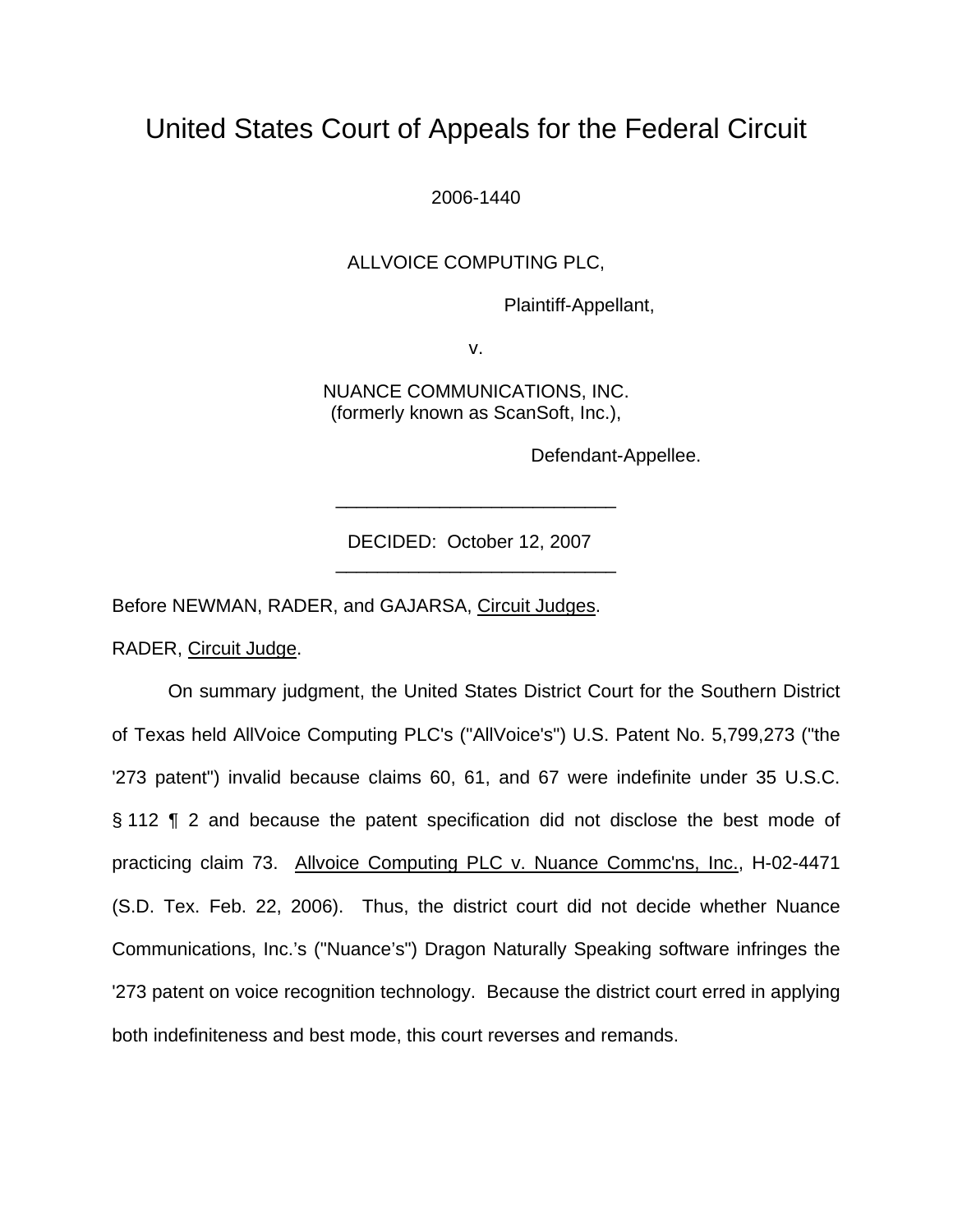# United States Court of Appeals for the Federal Circuit

2006-1440

ALLVOICE COMPUTING PLC,

Plaintiff-Appellant,

v.

NUANCE COMMUNICATIONS, INC.
(formerly known as ScanSoft, Inc.),

Defendant-Appellee.

---

DECIDED: October 12, 2007

---

Before NEWMAN, RADER, and GAJARSA, Circuit Judges.

RADER, Circuit Judge.

On summary judgment, the United States District Court for the Southern District of Texas held AllVoice Computing PLC's ("AllVoice's") U.S. Patent No. 5,799,273 ("the '273 patent") invalid because claims 60, 61, and 67 were indefinite under 35 U.S.C. § 112 ¶ 2 and because the patent specification did not disclose the best mode of practicing claim 73. Allvoice Computing PLC v. Nuance Commc'ns, Inc., H-02-4471 (S.D. Tex. Feb. 22, 2006). Thus, the district court did not decide whether Nuance Communications, Inc.'s ("Nuance's") Dragon Naturally Speaking software infringes the '273 patent on voice recognition technology. Because the district court erred in applying both indefiniteness and best mode, this court reverses and remands.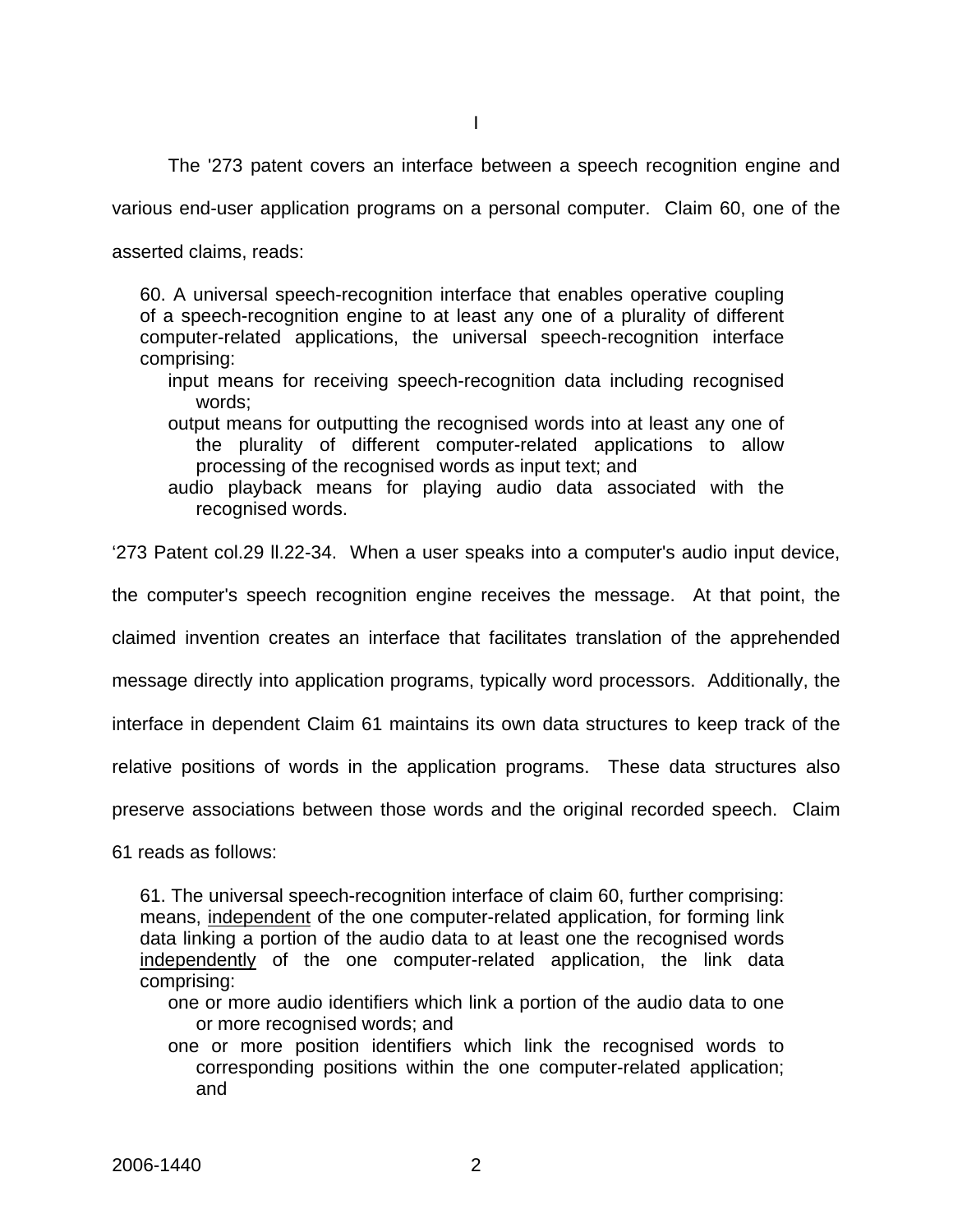# I

The '273 patent covers an interface between a speech recognition engine and various end-user application programs on a personal computer. Claim 60, one of the asserted claims, reads:

> 60. A universal speech-recognition interface that enables operative coupling of a speech-recognition engine to at least any one of a plurality of different computer-related applications, the universal speech-recognition interface comprising:
>
> input means for receiving speech-recognition data including recognised words;
>
> output means for outputting the recognised words into at least any one of the plurality of different computer-related applications to allow processing of the recognised words as input text; and
>
> audio playback means for playing audio data associated with the recognised words.

'273 Patent col.29 ll.22-34. When a user speaks into a computer's audio input device, the computer's speech recognition engine receives the message. At that point, the claimed invention creates an interface that facilitates translation of the apprehended message directly into application programs, typically word processors. Additionally, the interface in dependent Claim 61 maintains its own data structures to keep track of the relative positions of words in the application programs. These data structures also preserve associations between those words and the original recorded speech. Claim 61 reads as follows:

> 61. The universal speech-recognition interface of claim 60, further comprising: means, <u>independent</u> of the one computer-related application, for forming link data linking a portion of the audio data to at least one the recognised words <u>independently</u> of the one computer-related application, the link data comprising:
>
> one or more audio identifiers which link a portion of the audio data to one or more recognised words; and
>
> one or more position identifiers which link the recognised words to corresponding positions within the one computer-related application; and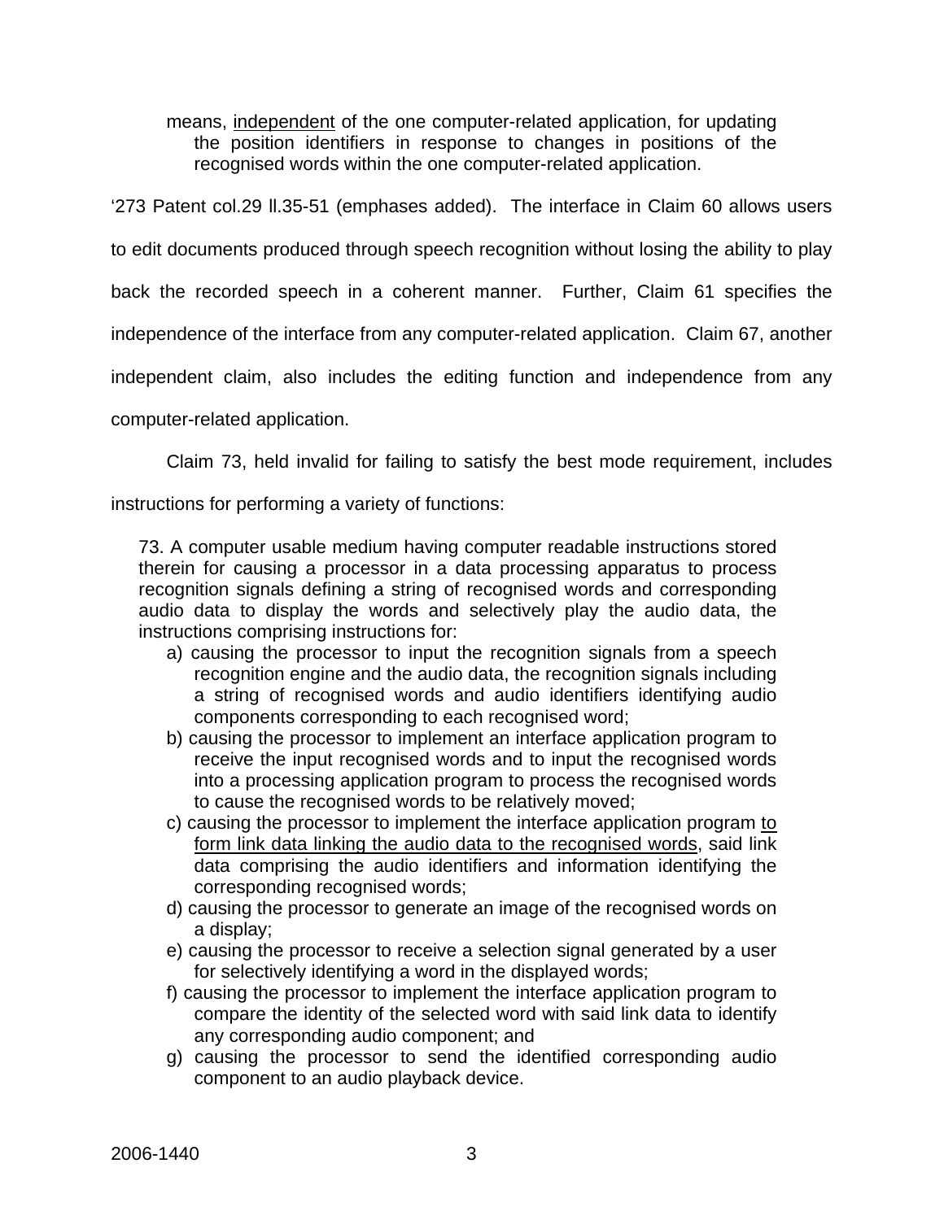> means, <u>independent</u> of the one computer-related application, for updating the position identifiers in response to changes in positions of the recognised words within the one computer-related application.

'273 Patent col.29 ll.35-51 (emphases added). The interface in Claim 60 allows users to edit documents produced through speech recognition without losing the ability to play back the recorded speech in a coherent manner. Further, Claim 61 specifies the independence of the interface from any computer-related application. Claim 67, another independent claim, also includes the editing function and independence from any computer-related application.

Claim 73, held invalid for failing to satisfy the best mode requirement, includes instructions for performing a variety of functions:

> 73. A computer usable medium having computer readable instructions stored therein for causing a processor in a data processing apparatus to process recognition signals defining a string of recognised words and corresponding audio data to display the words and selectively play the audio data, the instructions comprising instructions for:
>
> a) causing the processor to input the recognition signals from a speech recognition engine and the audio data, the recognition signals including a string of recognised words and audio identifiers identifying audio components corresponding to each recognised word;
>
> b) causing the processor to implement an interface application program to receive the input recognised words and to input the recognised words into a processing application program to process the recognised words to cause the recognised words to be relatively moved;
>
> c) causing the processor to implement the interface application program <u>to form link data linking the audio data to the recognised words</u>, said link data comprising the audio identifiers and information identifying the corresponding recognised words;
>
> d) causing the processor to generate an image of the recognised words on a display;
>
> e) causing the processor to receive a selection signal generated by a user for selectively identifying a word in the displayed words;
>
> f) causing the processor to implement the interface application program to compare the identity of the selected word with said link data to identify any corresponding audio component; and
>
> g) causing the processor to send the identified corresponding audio component to an audio playback device.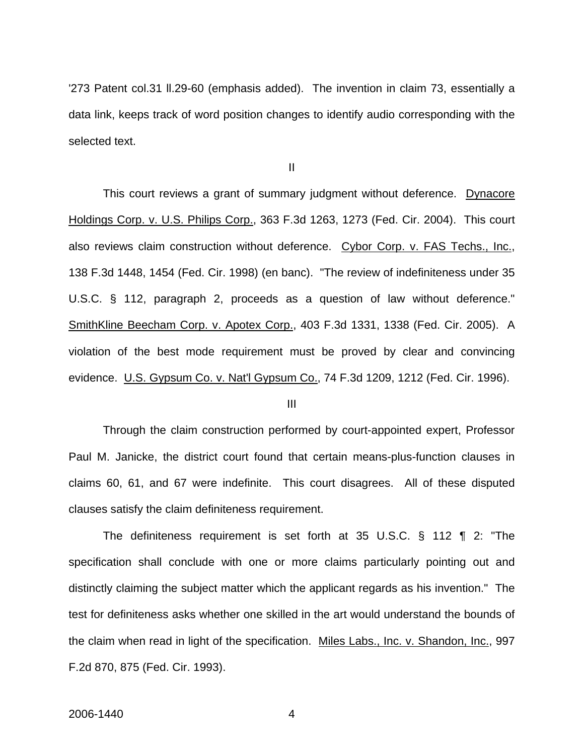'273 Patent col.31 ll.29-60 (emphasis added). The invention in claim 73, essentially a data link, keeps track of word position changes to identify audio corresponding with the selected text.

II

This court reviews a grant of summary judgment without deference. Dynacore Holdings Corp. v. U.S. Philips Corp., 363 F.3d 1263, 1273 (Fed. Cir. 2004). This court also reviews claim construction without deference. Cybor Corp. v. FAS Techs., Inc., 138 F.3d 1448, 1454 (Fed. Cir. 1998) (en banc). "The review of indefiniteness under 35 U.S.C. § 112, paragraph 2, proceeds as a question of law without deference." SmithKline Beecham Corp. v. Apotex Corp., 403 F.3d 1331, 1338 (Fed. Cir. 2005). A violation of the best mode requirement must be proved by clear and convincing evidence. U.S. Gypsum Co. v. Nat'l Gypsum Co., 74 F.3d 1209, 1212 (Fed. Cir. 1996).

III

Through the claim construction performed by court-appointed expert, Professor Paul M. Janicke, the district court found that certain means-plus-function clauses in claims 60, 61, and 67 were indefinite. This court disagrees. All of these disputed clauses satisfy the claim definiteness requirement.

The definiteness requirement is set forth at 35 U.S.C. § 112 ¶ 2: "The specification shall conclude with one or more claims particularly pointing out and distinctly claiming the subject matter which the applicant regards as his invention." The test for definiteness asks whether one skilled in the art would understand the bounds of the claim when read in light of the specification. Miles Labs., Inc. v. Shandon, Inc., 997 F.2d 870, 875 (Fed. Cir. 1993).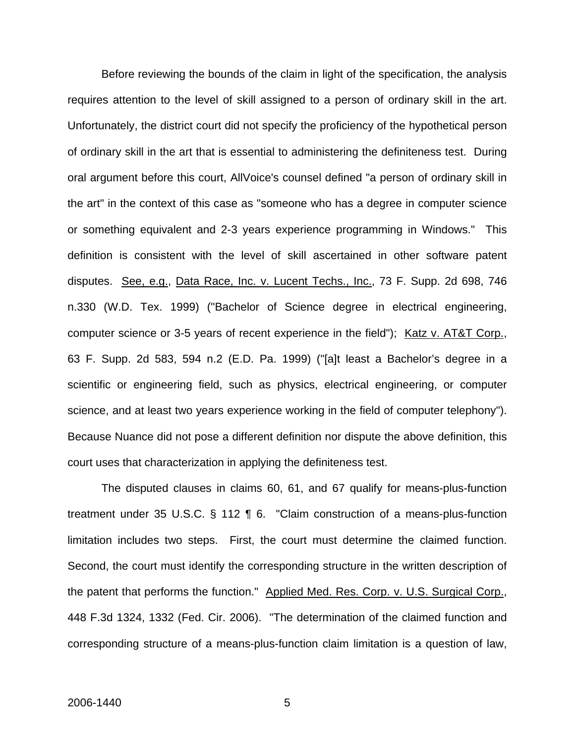Before reviewing the bounds of the claim in light of the specification, the analysis requires attention to the level of skill assigned to a person of ordinary skill in the art. Unfortunately, the district court did not specify the proficiency of the hypothetical person of ordinary skill in the art that is essential to administering the definiteness test. During oral argument before this court, AllVoice's counsel defined "a person of ordinary skill in the art" in the context of this case as "someone who has a degree in computer science or something equivalent and 2-3 years experience programming in Windows." This definition is consistent with the level of skill ascertained in other software patent disputes. See, e.g., Data Race, Inc. v. Lucent Techs., Inc., 73 F. Supp. 2d 698, 746 n.330 (W.D. Tex. 1999) ("Bachelor of Science degree in electrical engineering, computer science or 3-5 years of recent experience in the field"); Katz v. AT&T Corp., 63 F. Supp. 2d 583, 594 n.2 (E.D. Pa. 1999) ("[a]t least a Bachelor's degree in a scientific or engineering field, such as physics, electrical engineering, or computer science, and at least two years experience working in the field of computer telephony"). Because Nuance did not pose a different definition nor dispute the above definition, this court uses that characterization in applying the definiteness test.

The disputed clauses in claims 60, 61, and 67 qualify for means-plus-function treatment under 35 U.S.C. § 112 ¶ 6. "Claim construction of a means-plus-function limitation includes two steps. First, the court must determine the claimed function. Second, the court must identify the corresponding structure in the written description of the patent that performs the function." Applied Med. Res. Corp. v. U.S. Surgical Corp., 448 F.3d 1324, 1332 (Fed. Cir. 2006). "The determination of the claimed function and corresponding structure of a means-plus-function claim limitation is a question of law,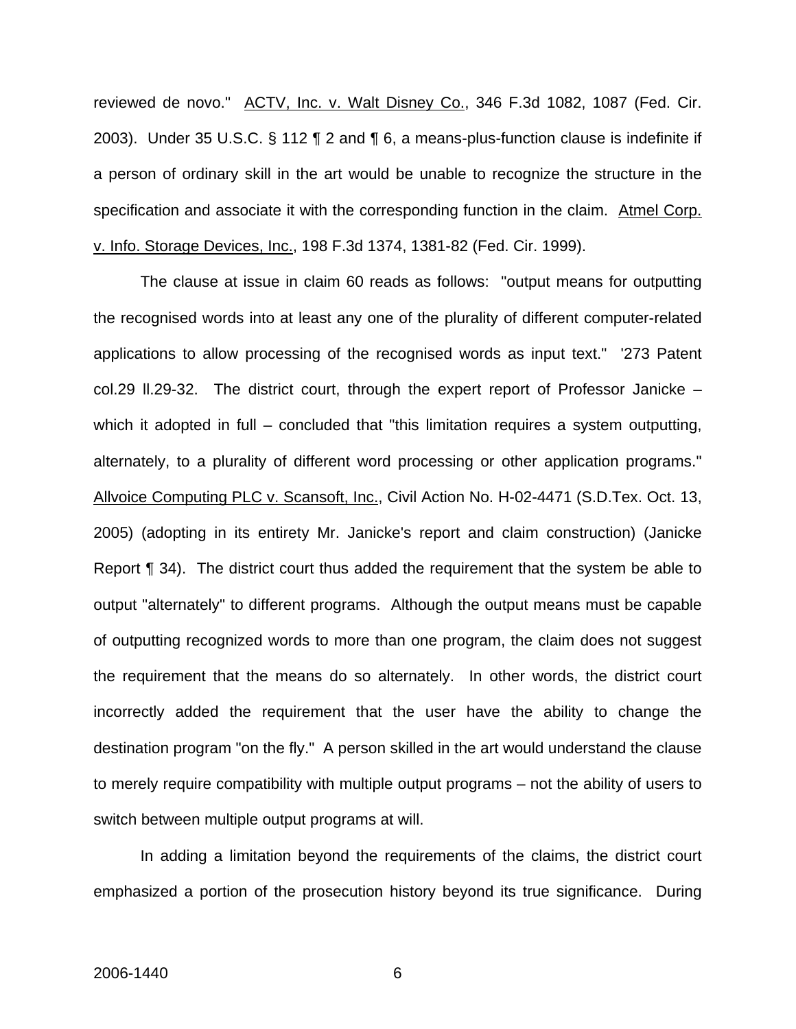reviewed de novo." ACTV, Inc. v. Walt Disney Co., 346 F.3d 1082, 1087 (Fed. Cir. 2003). Under 35 U.S.C. § 112 ¶ 2 and ¶ 6, a means-plus-function clause is indefinite if a person of ordinary skill in the art would be unable to recognize the structure in the specification and associate it with the corresponding function in the claim. Atmel Corp. v. Info. Storage Devices, Inc., 198 F.3d 1374, 1381-82 (Fed. Cir. 1999).

The clause at issue in claim 60 reads as follows: "output means for outputting the recognised words into at least any one of the plurality of different computer-related applications to allow processing of the recognised words as input text." '273 Patent col.29 ll.29-32. The district court, through the expert report of Professor Janicke – which it adopted in full – concluded that "this limitation requires a system outputting, alternately, to a plurality of different word processing or other application programs." Allvoice Computing PLC v. Scansoft, Inc., Civil Action No. H-02-4471 (S.D.Tex. Oct. 13, 2005) (adopting in its entirety Mr. Janicke's report and claim construction) (Janicke Report ¶ 34). The district court thus added the requirement that the system be able to output "alternately" to different programs. Although the output means must be capable of outputting recognized words to more than one program, the claim does not suggest the requirement that the means do so alternately. In other words, the district court incorrectly added the requirement that the user have the ability to change the destination program "on the fly." A person skilled in the art would understand the clause to merely require compatibility with multiple output programs – not the ability of users to switch between multiple output programs at will.

In adding a limitation beyond the requirements of the claims, the district court emphasized a portion of the prosecution history beyond its true significance. During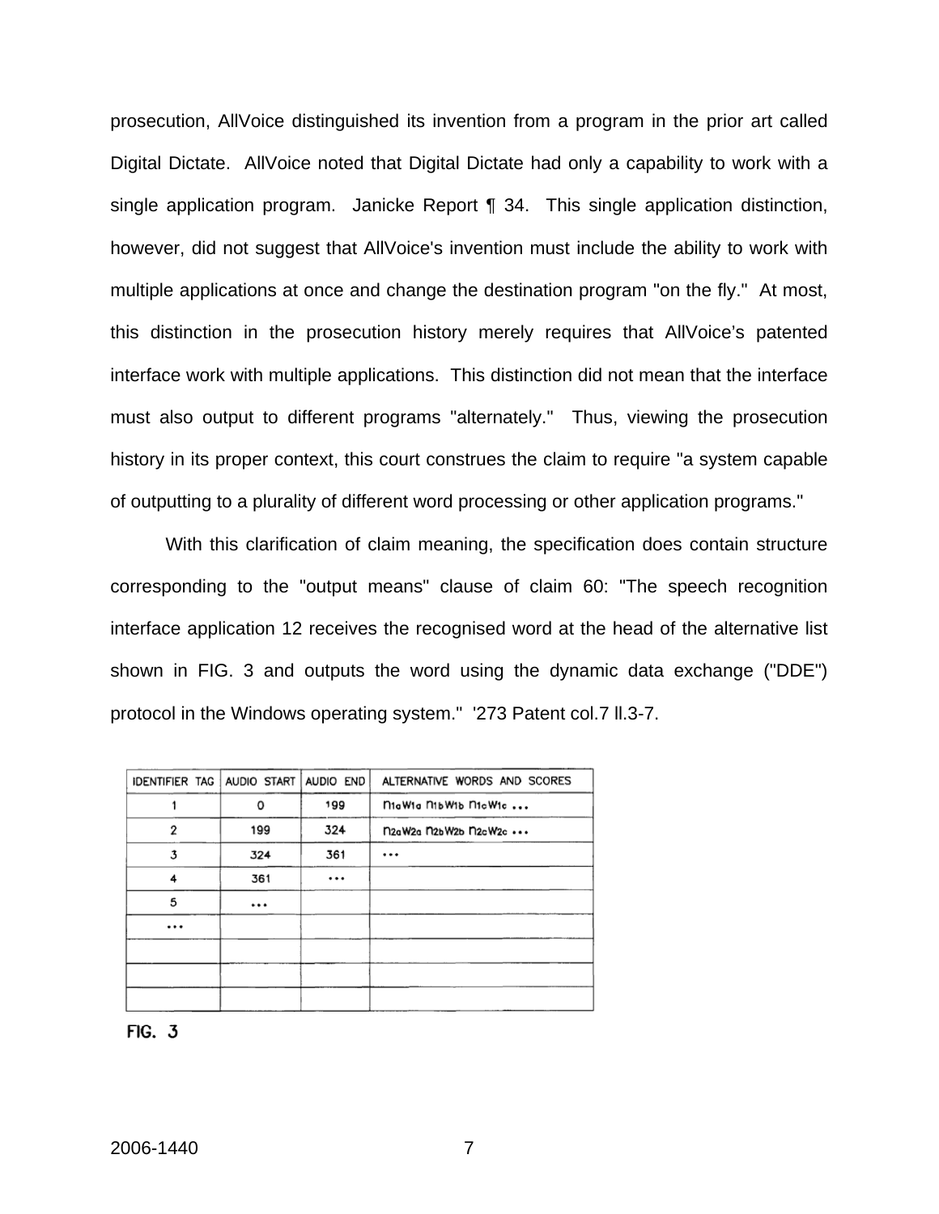prosecution, AllVoice distinguished its invention from a program in the prior art called Digital Dictate. AllVoice noted that Digital Dictate had only a capability to work with a single application program. Janicke Report ¶ 34. This single application distinction, however, did not suggest that AllVoice's invention must include the ability to work with multiple applications at once and change the destination program "on the fly." At most, this distinction in the prosecution history merely requires that AllVoice's patented interface work with multiple applications. This distinction did not mean that the interface must also output to different programs "alternately." Thus, viewing the prosecution history in its proper context, this court construes the claim to require "a system capable of outputting to a plurality of different word processing or other application programs."

With this clarification of claim meaning, the specification does contain structure corresponding to the "output means" clause of claim 60: "The speech recognition interface application 12 receives the recognised word at the head of the alternative list shown in FIG. 3 and outputs the word using the dynamic data exchange ("DDE") protocol in the Windows operating system." '273 Patent col.7 ll.3-7.

| IDENTIFIER TAG | AUDIO START | AUDIO END | ALTERNATIVE WORDS AND SCORES |
|---|---|---|---|
| 1 | 0 | 199 | $n_{1a}W_{1a}$ $n_{1b}W_{1b}$ $n_{1c}W_{1c}$ ... |
| 2 | 199 | 324 | $n_{2a}W_{2a}$ $n_{2b}W_{2b}$ $n_{2c}W_{2c}$ ... |
| 3 | 324 | 361 | ... |
| 4 | 361 | ... | |
| 5 | ... | | |
| ... | | | |
| | | | |
| | | | |
| | | | |

FIG. 3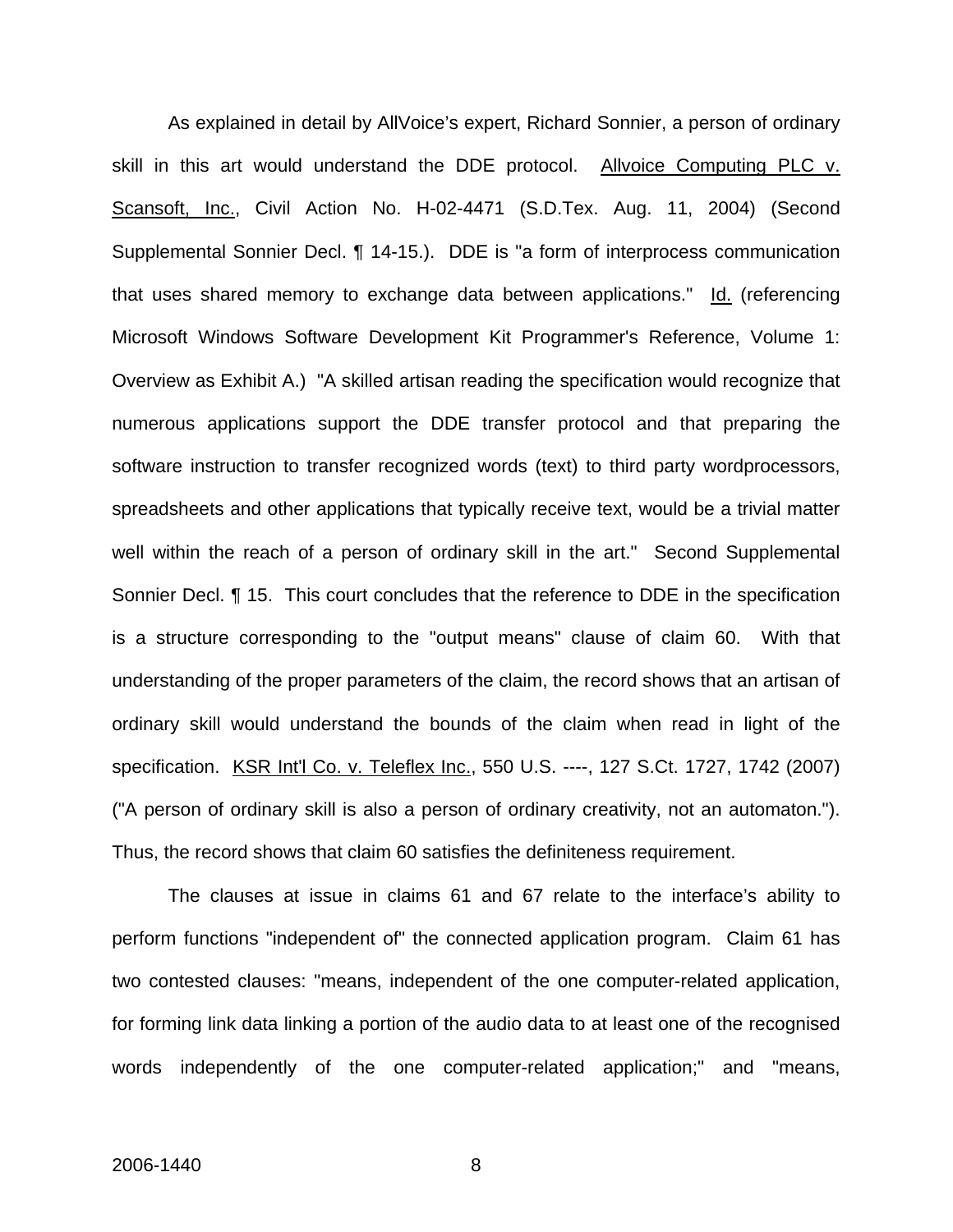As explained in detail by AllVoice's expert, Richard Sonnier, a person of ordinary skill in this art would understand the DDE protocol. Allvoice Computing PLC v. Scansoft, Inc., Civil Action No. H-02-4471 (S.D.Tex. Aug. 11, 2004) (Second Supplemental Sonnier Decl. ¶ 14-15.). DDE is "a form of interprocess communication that uses shared memory to exchange data between applications." Id. (referencing Microsoft Windows Software Development Kit Programmer's Reference, Volume 1: Overview as Exhibit A.) "A skilled artisan reading the specification would recognize that numerous applications support the DDE transfer protocol and that preparing the software instruction to transfer recognized words (text) to third party wordprocessors, spreadsheets and other applications that typically receive text, would be a trivial matter well within the reach of a person of ordinary skill in the art." Second Supplemental Sonnier Decl. ¶ 15. This court concludes that the reference to DDE in the specification is a structure corresponding to the "output means" clause of claim 60. With that understanding of the proper parameters of the claim, the record shows that an artisan of ordinary skill would understand the bounds of the claim when read in light of the specification. KSR Int'l Co. v. Teleflex Inc., 550 U.S. ----, 127 S.Ct. 1727, 1742 (2007) ("A person of ordinary skill is also a person of ordinary creativity, not an automaton."). Thus, the record shows that claim 60 satisfies the definiteness requirement.

The clauses at issue in claims 61 and 67 relate to the interface's ability to perform functions "independent of" the connected application program. Claim 61 has two contested clauses: "means, independent of the one computer-related application, for forming link data linking a portion of the audio data to at least one of the recognised words independently of the one computer-related application;" and "means,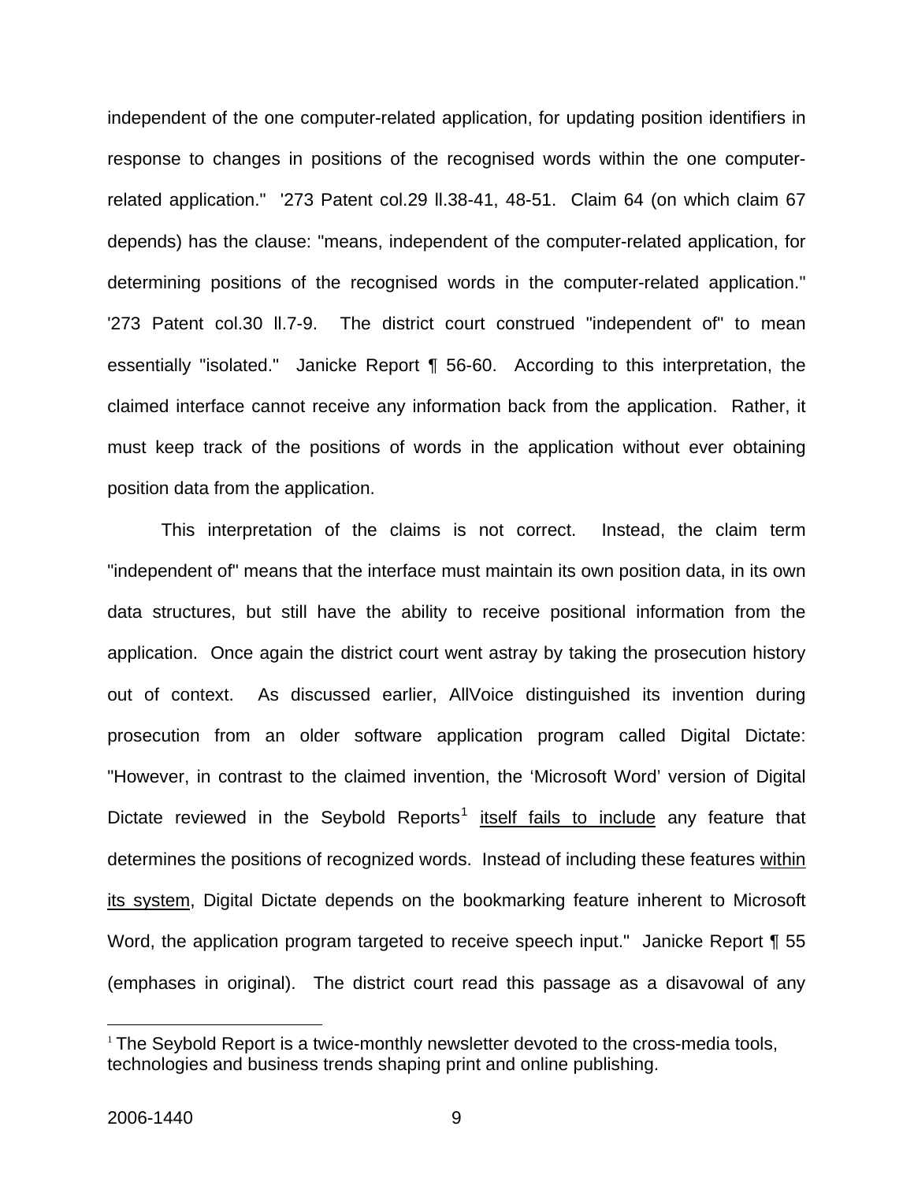independent of the one computer-related application, for updating position identifiers in response to changes in positions of the recognised words within the one computer-related application." '273 Patent col.29 ll.38-41, 48-51. Claim 64 (on which claim 67 depends) has the clause: "means, independent of the computer-related application, for determining positions of the recognised words in the computer-related application." '273 Patent col.30 ll.7-9. The district court construed "independent of" to mean essentially "isolated." Janicke Report ¶ 56-60. According to this interpretation, the claimed interface cannot receive any information back from the application. Rather, it must keep track of the positions of words in the application without ever obtaining position data from the application.

This interpretation of the claims is not correct. Instead, the claim term "independent of" means that the interface must maintain its own position data, in its own data structures, but still have the ability to receive positional information from the application. Once again the district court went astray by taking the prosecution history out of context. As discussed earlier, AllVoice distinguished its invention during prosecution from an older software application program called Digital Dictate: "However, in contrast to the claimed invention, the 'Microsoft Word' version of Digital Dictate reviewed in the Seybold Reports[1] <u>itself fails to include</u> any feature that determines the positions of recognized words. Instead of including these features <u>within its system</u>, Digital Dictate depends on the bookmarking feature inherent to Microsoft Word, the application program targeted to receive speech input." Janicke Report ¶ 55 (emphases in original). The district court read this passage as a disavowal of any

[1] The Seybold Report is a twice-monthly newsletter devoted to the cross-media tools, technologies and business trends shaping print and online publishing.

2006-1440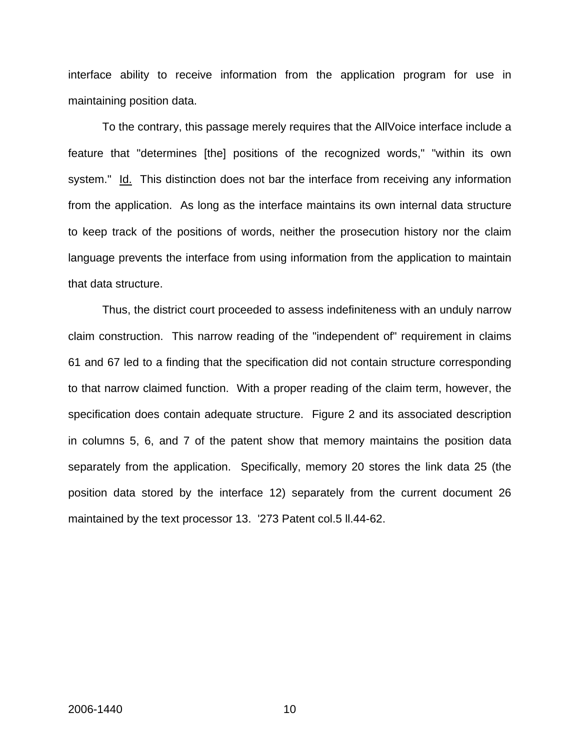interface ability to receive information from the application program for use in maintaining position data.

To the contrary, this passage merely requires that the AllVoice interface include a feature that "determines [the] positions of the recognized words," "within its own system." Id. This distinction does not bar the interface from receiving any information from the application. As long as the interface maintains its own internal data structure to keep track of the positions of words, neither the prosecution history nor the claim language prevents the interface from using information from the application to maintain that data structure.

Thus, the district court proceeded to assess indefiniteness with an unduly narrow claim construction. This narrow reading of the "independent of" requirement in claims 61 and 67 led to a finding that the specification did not contain structure corresponding to that narrow claimed function. With a proper reading of the claim term, however, the specification does contain adequate structure. Figure 2 and its associated description in columns 5, 6, and 7 of the patent show that memory maintains the position data separately from the application. Specifically, memory 20 stores the link data 25 (the position data stored by the interface 12) separately from the current document 26 maintained by the text processor 13. '273 Patent col.5 ll.44-62.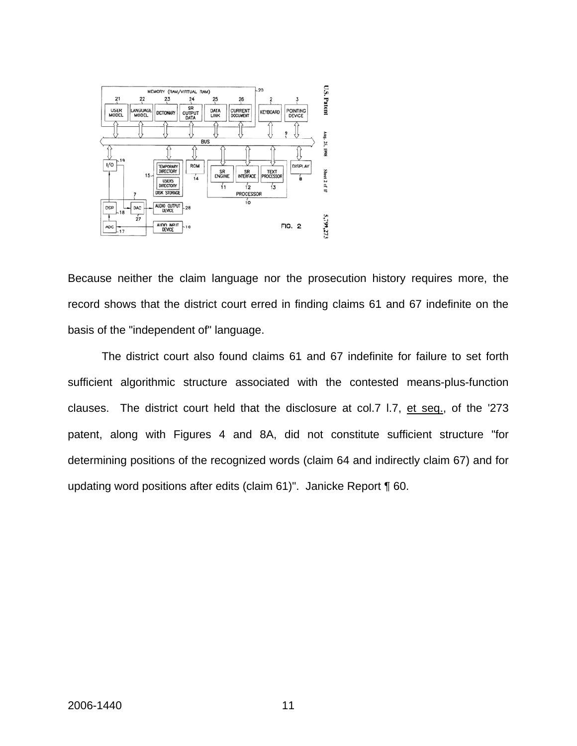Because neither the claim language nor the prosecution history requires more, the record shows that the district court erred in finding claims 61 and 67 indefinite on the basis of the "independent of" language.

The district court also found claims 61 and 67 indefinite for failure to set forth sufficient algorithmic structure associated with the contested means-plus-function clauses. The district court held that the disclosure at col.7 l.7, et seq., of the '273 patent, along with Figures 4 and 8A, did not constitute sufficient structure "for determining positions of the recognized words (claim 64 and indirectly claim 67) and for updating word positions after edits (claim 61)". Janicke Report ¶ 60.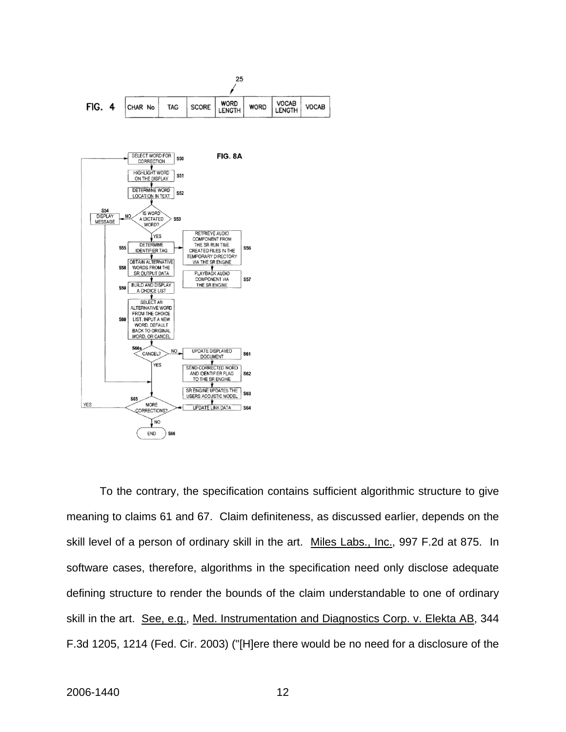FIG. 4

| CHAR No | TAG | SCORE | WORD LENGTH | WORD | VOCAB LENGTH | VOCAB |
|---|---|---|---|---|---|---|

25

FIG. 8A

- S50 SELECT WORD FOR CORRECTION
- S51 HIGHLIGHT WORD ON THE DISPLAY
- S52 DETERMINE WORD LOCATION IN TEXT
- S53 IS WORD A DICTATED WORD? — NO → S54 DISPLAY MESSAGE
- YES → S55 DETERMINE IDENTIFIER TAG → S56 RETRIEVE AUDIO COMPONENT FROM THE SR RUN TIME CREATED FILES IN THE TEMPORARY DIRECTORY VIA THE SR ENGINE → S57 PLAYBACK AUDIO COMPONENT VIA THE SR ENGINE
- S58 OBTAIN ALTERNATIVE WORDS FROM THE SR OUTPUT DATA
- S59 BUILD AND DISPLAY A CHOICE LIST
- S60 SELECT AN ALTERNATIVE WORD FROM THE CHOICE LIST, INPUT A NEW WORD, DEFAULT BACK TO ORIGINAL WORD, OR CANCEL
- S60a CANCEL? — NO → S61 UPDATE DISPLAYED DOCUMENT → S62 SEND CORRECTED WORD AND IDENTIFIER FLAG TO THE SR ENGINE → S63 SR ENGINE UPDATES THE USERS ACOUSTIC MODEL → S64 UPDATE LINK DATA
- YES → S65 MORE CORRECTIONS? — YES → S50; NO → S66 END

To the contrary, the specification contains sufficient algorithmic structure to give meaning to claims 61 and 67. Claim definiteness, as discussed earlier, depends on the skill level of a person of ordinary skill in the art. Miles Labs., Inc., 997 F.2d at 875. In software cases, therefore, algorithms in the specification need only disclose adequate defining structure to render the bounds of the claim understandable to one of ordinary skill in the art. See, e.g., Med. Instrumentation and Diagnostics Corp. v. Elekta AB, 344 F.3d 1205, 1214 (Fed. Cir. 2003) ("[H]ere there would be no need for a disclosure of the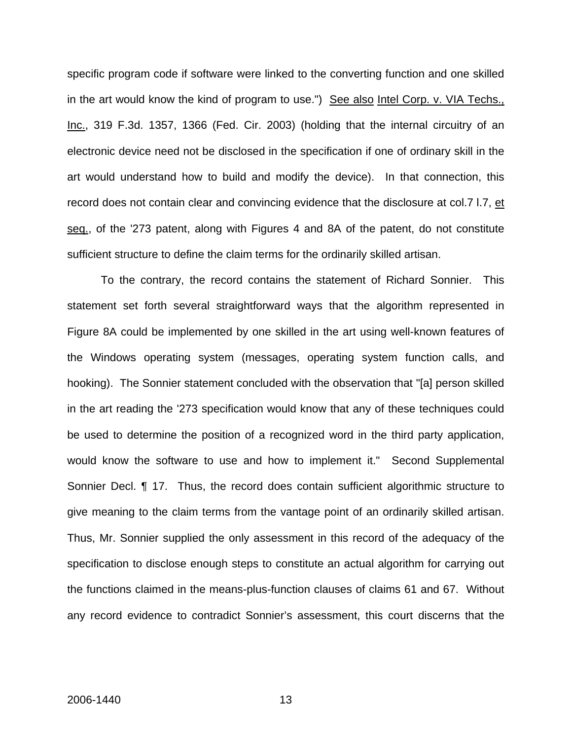specific program code if software were linked to the converting function and one skilled in the art would know the kind of program to use.") See also Intel Corp. v. VIA Techs., Inc., 319 F.3d. 1357, 1366 (Fed. Cir. 2003) (holding that the internal circuitry of an electronic device need not be disclosed in the specification if one of ordinary skill in the art would understand how to build and modify the device). In that connection, this record does not contain clear and convincing evidence that the disclosure at col.7 l.7, et seq., of the '273 patent, along with Figures 4 and 8A of the patent, do not constitute sufficient structure to define the claim terms for the ordinarily skilled artisan.

To the contrary, the record contains the statement of Richard Sonnier. This statement set forth several straightforward ways that the algorithm represented in Figure 8A could be implemented by one skilled in the art using well-known features of the Windows operating system (messages, operating system function calls, and hooking). The Sonnier statement concluded with the observation that "[a] person skilled in the art reading the '273 specification would know that any of these techniques could be used to determine the position of a recognized word in the third party application, would know the software to use and how to implement it." Second Supplemental Sonnier Decl. ¶ 17. Thus, the record does contain sufficient algorithmic structure to give meaning to the claim terms from the vantage point of an ordinarily skilled artisan. Thus, Mr. Sonnier supplied the only assessment in this record of the adequacy of the specification to disclose enough steps to constitute an actual algorithm for carrying out the functions claimed in the means-plus-function clauses of claims 61 and 67. Without any record evidence to contradict Sonnier's assessment, this court discerns that the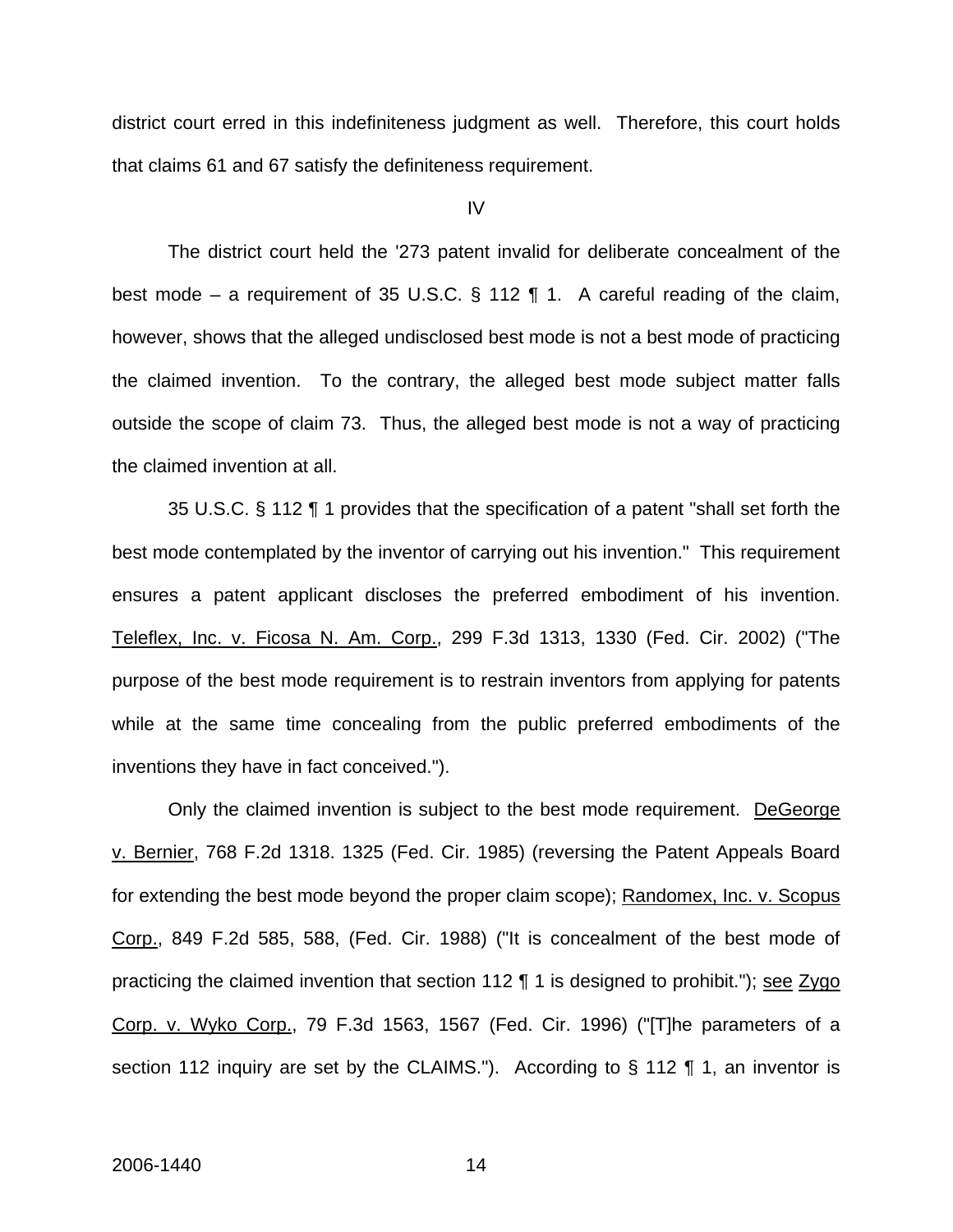district court erred in this indefiniteness judgment as well. Therefore, this court holds that claims 61 and 67 satisfy the definiteness requirement.

IV

The district court held the '273 patent invalid for deliberate concealment of the best mode – a requirement of 35 U.S.C. § 112 ¶ 1. A careful reading of the claim, however, shows that the alleged undisclosed best mode is not a best mode of practicing the claimed invention. To the contrary, the alleged best mode subject matter falls outside the scope of claim 73. Thus, the alleged best mode is not a way of practicing the claimed invention at all.

35 U.S.C. § 112 ¶ 1 provides that the specification of a patent "shall set forth the best mode contemplated by the inventor of carrying out his invention." This requirement ensures a patent applicant discloses the preferred embodiment of his invention. Teleflex, Inc. v. Ficosa N. Am. Corp., 299 F.3d 1313, 1330 (Fed. Cir. 2002) ("The purpose of the best mode requirement is to restrain inventors from applying for patents while at the same time concealing from the public preferred embodiments of the inventions they have in fact conceived.").

Only the claimed invention is subject to the best mode requirement. DeGeorge v. Bernier, 768 F.2d 1318. 1325 (Fed. Cir. 1985) (reversing the Patent Appeals Board for extending the best mode beyond the proper claim scope); Randomex, Inc. v. Scopus Corp., 849 F.2d 585, 588, (Fed. Cir. 1988) ("It is concealment of the best mode of practicing the claimed invention that section 112 ¶ 1 is designed to prohibit."); see Zygo Corp. v. Wyko Corp., 79 F.3d 1563, 1567 (Fed. Cir. 1996) ("[T]he parameters of a section 112 inquiry are set by the CLAIMS."). According to § 112 ¶ 1, an inventor is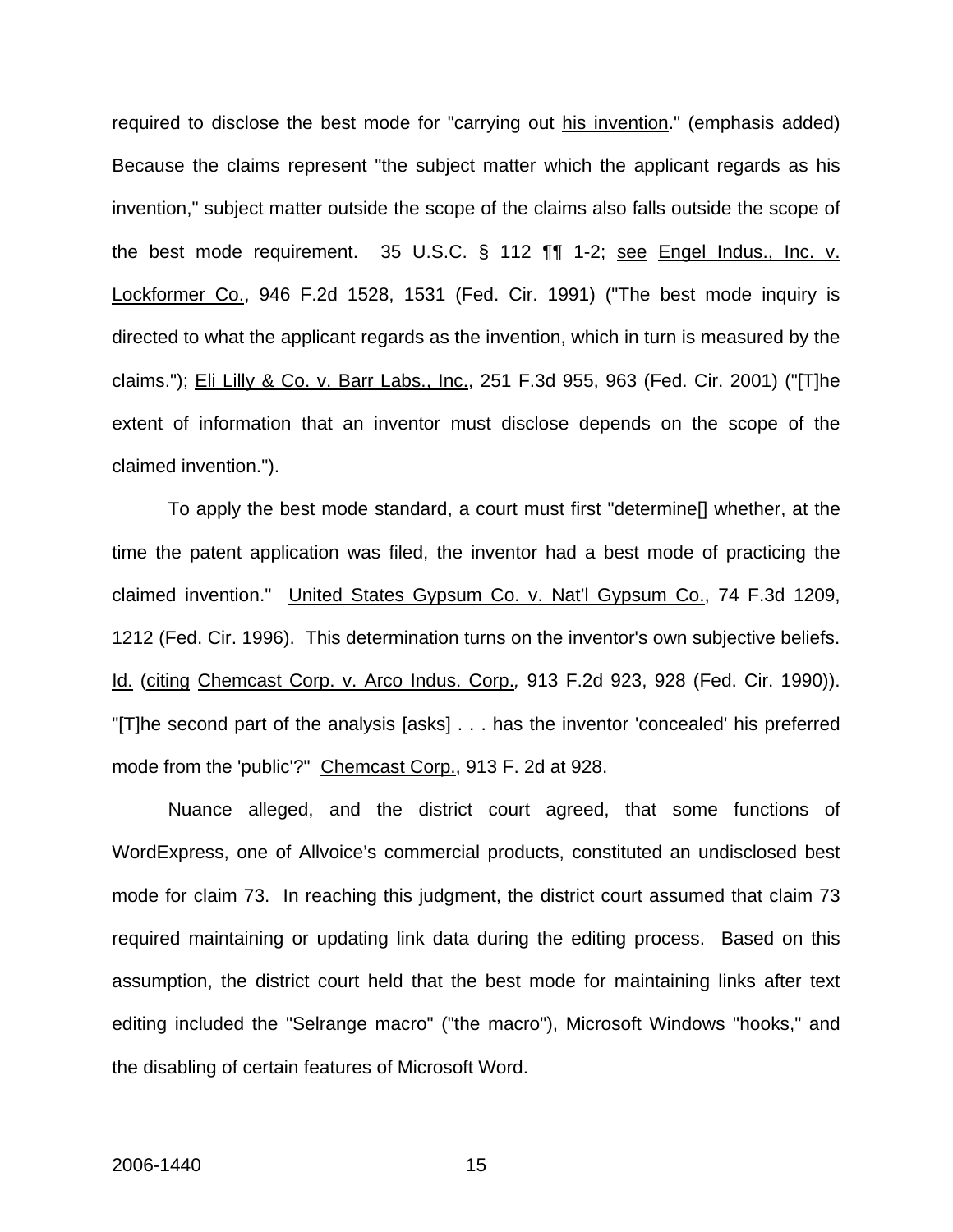required to disclose the best mode for "carrying out his invention." (emphasis added) Because the claims represent "the subject matter which the applicant regards as his invention," subject matter outside the scope of the claims also falls outside the scope of the best mode requirement. 35 U.S.C. § 112 ¶¶ 1-2; see Engel Indus., Inc. v. Lockformer Co., 946 F.2d 1528, 1531 (Fed. Cir. 1991) ("The best mode inquiry is directed to what the applicant regards as the invention, which in turn is measured by the claims."); Eli Lilly & Co. v. Barr Labs., Inc., 251 F.3d 955, 963 (Fed. Cir. 2001) ("[T]he extent of information that an inventor must disclose depends on the scope of the claimed invention.").

To apply the best mode standard, a court must first "determine[] whether, at the time the patent application was filed, the inventor had a best mode of practicing the claimed invention." United States Gypsum Co. v. Nat'l Gypsum Co., 74 F.3d 1209, 1212 (Fed. Cir. 1996). This determination turns on the inventor's own subjective beliefs. Id. (citing Chemcast Corp. v. Arco Indus. Corp., 913 F.2d 923, 928 (Fed. Cir. 1990)). "[T]he second part of the analysis [asks] . . . has the inventor 'concealed' his preferred mode from the 'public'?" Chemcast Corp., 913 F. 2d at 928.

Nuance alleged, and the district court agreed, that some functions of WordExpress, one of Allvoice's commercial products, constituted an undisclosed best mode for claim 73. In reaching this judgment, the district court assumed that claim 73 required maintaining or updating link data during the editing process. Based on this assumption, the district court held that the best mode for maintaining links after text editing included the "Selrange macro" ("the macro"), Microsoft Windows "hooks," and the disabling of certain features of Microsoft Word.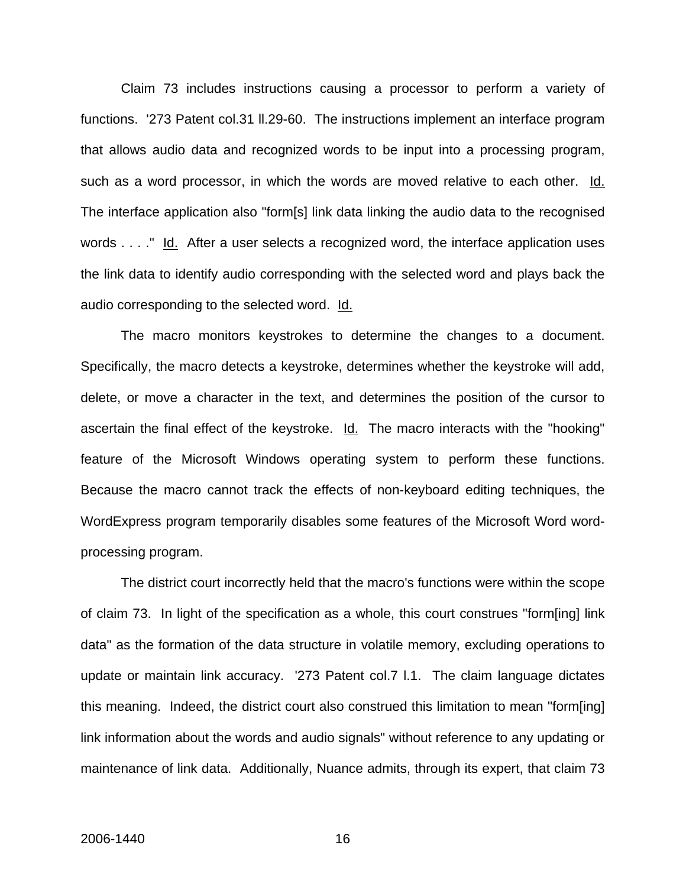Claim 73 includes instructions causing a processor to perform a variety of functions. '273 Patent col.31 ll.29-60. The instructions implement an interface program that allows audio data and recognized words to be input into a processing program, such as a word processor, in which the words are moved relative to each other. Id. The interface application also "form[s] link data linking the audio data to the recognised words . . . ." Id. After a user selects a recognized word, the interface application uses the link data to identify audio corresponding with the selected word and plays back the audio corresponding to the selected word. Id.

The macro monitors keystrokes to determine the changes to a document. Specifically, the macro detects a keystroke, determines whether the keystroke will add, delete, or move a character in the text, and determines the position of the cursor to ascertain the final effect of the keystroke. Id. The macro interacts with the "hooking" feature of the Microsoft Windows operating system to perform these functions. Because the macro cannot track the effects of non-keyboard editing techniques, the WordExpress program temporarily disables some features of the Microsoft Word word-processing program.

The district court incorrectly held that the macro's functions were within the scope of claim 73. In light of the specification as a whole, this court construes "form[ing] link data" as the formation of the data structure in volatile memory, excluding operations to update or maintain link accuracy. '273 Patent col.7 l.1. The claim language dictates this meaning. Indeed, the district court also construed this limitation to mean "form[ing] link information about the words and audio signals" without reference to any updating or maintenance of link data. Additionally, Nuance admits, through its expert, that claim 73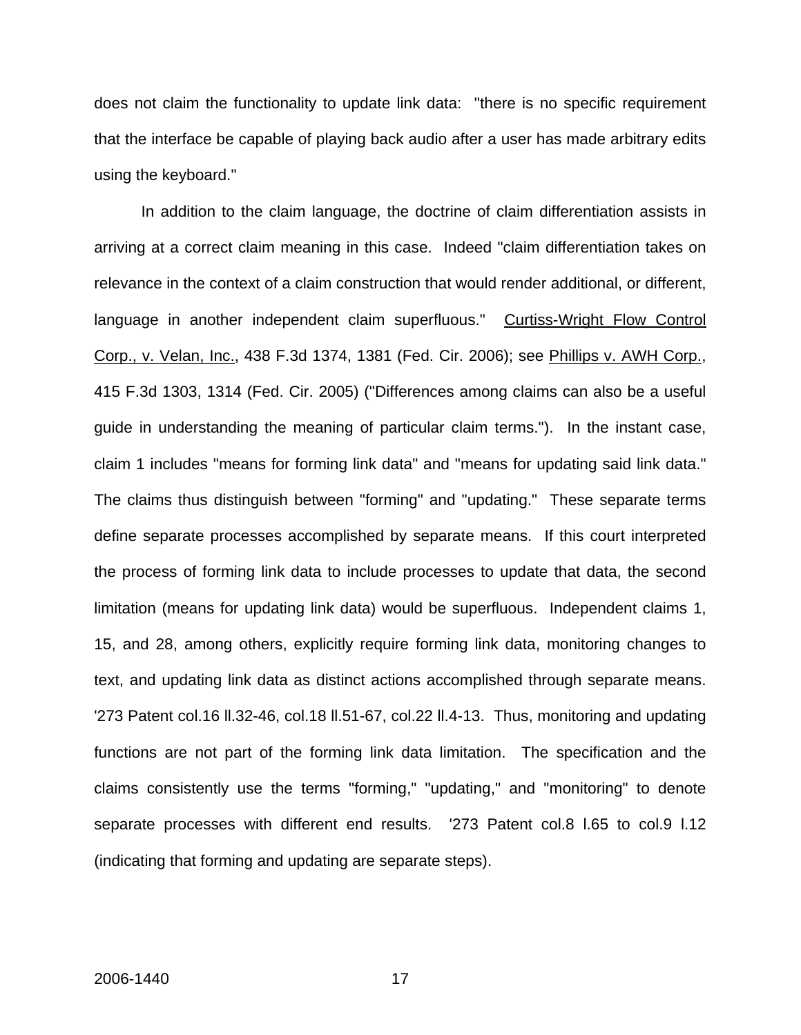does not claim the functionality to update link data: "there is no specific requirement that the interface be capable of playing back audio after a user has made arbitrary edits using the keyboard."

In addition to the claim language, the doctrine of claim differentiation assists in arriving at a correct claim meaning in this case. Indeed "claim differentiation takes on relevance in the context of a claim construction that would render additional, or different, language in another independent claim superfluous." Curtiss-Wright Flow Control Corp., v. Velan, Inc., 438 F.3d 1374, 1381 (Fed. Cir. 2006); see Phillips v. AWH Corp., 415 F.3d 1303, 1314 (Fed. Cir. 2005) ("Differences among claims can also be a useful guide in understanding the meaning of particular claim terms."). In the instant case, claim 1 includes "means for forming link data" and "means for updating said link data." The claims thus distinguish between "forming" and "updating." These separate terms define separate processes accomplished by separate means. If this court interpreted the process of forming link data to include processes to update that data, the second limitation (means for updating link data) would be superfluous. Independent claims 1, 15, and 28, among others, explicitly require forming link data, monitoring changes to text, and updating link data as distinct actions accomplished through separate means. '273 Patent col.16 ll.32-46, col.18 ll.51-67, col.22 ll.4-13. Thus, monitoring and updating functions are not part of the forming link data limitation. The specification and the claims consistently use the terms "forming," "updating," and "monitoring" to denote separate processes with different end results. '273 Patent col.8 l.65 to col.9 l.12 (indicating that forming and updating are separate steps).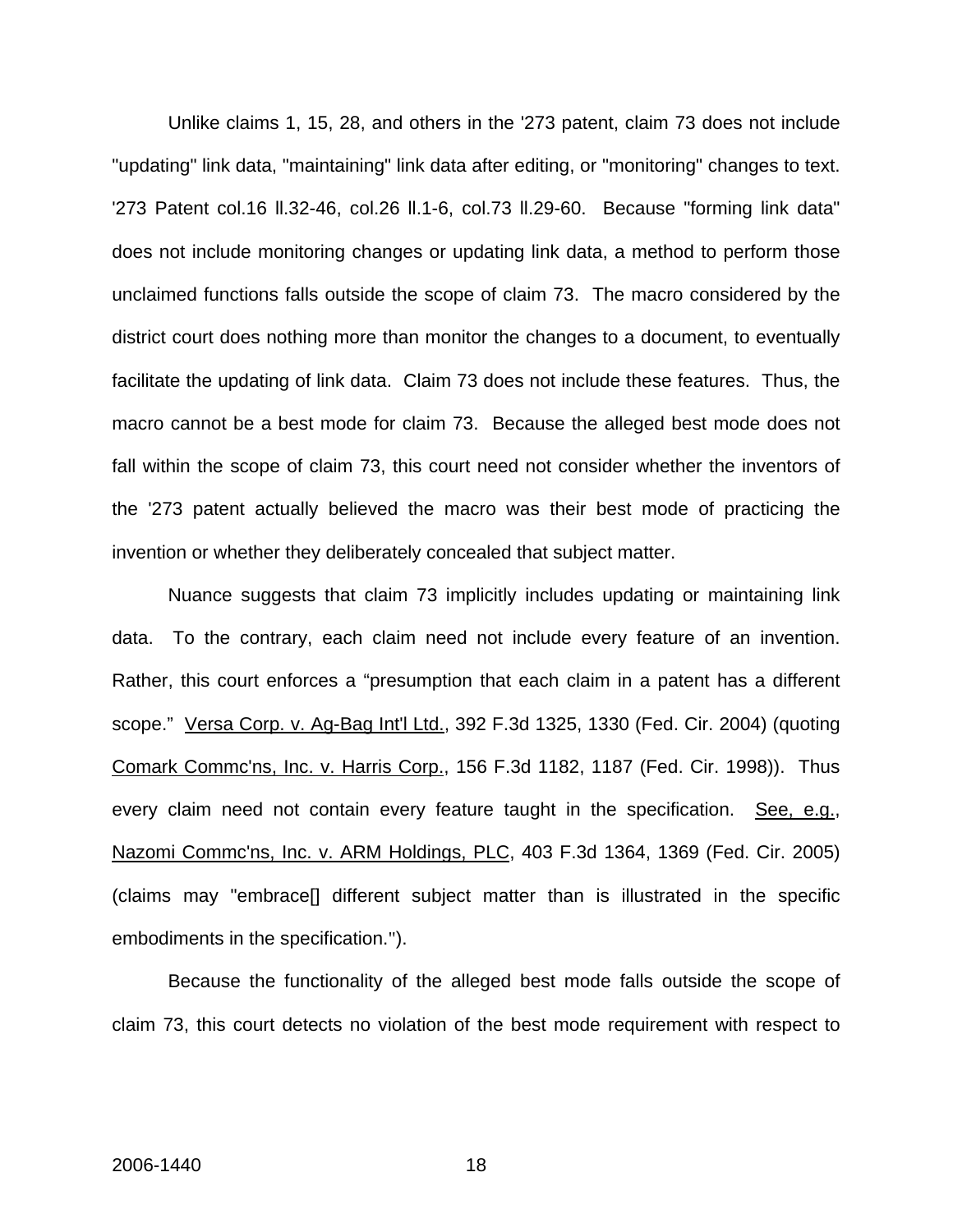Unlike claims 1, 15, 28, and others in the '273 patent, claim 73 does not include "updating" link data, "maintaining" link data after editing, or "monitoring" changes to text. '273 Patent col.16 ll.32-46, col.26 ll.1-6, col.73 ll.29-60. Because "forming link data" does not include monitoring changes or updating link data, a method to perform those unclaimed functions falls outside the scope of claim 73. The macro considered by the district court does nothing more than monitor the changes to a document, to eventually facilitate the updating of link data. Claim 73 does not include these features. Thus, the macro cannot be a best mode for claim 73. Because the alleged best mode does not fall within the scope of claim 73, this court need not consider whether the inventors of the '273 patent actually believed the macro was their best mode of practicing the invention or whether they deliberately concealed that subject matter.

Nuance suggests that claim 73 implicitly includes updating or maintaining link data. To the contrary, each claim need not include every feature of an invention. Rather, this court enforces a "presumption that each claim in a patent has a different scope." <u>Versa Corp. v. Ag-Bag Int'l Ltd.</u>, 392 F.3d 1325, 1330 (Fed. Cir. 2004) (quoting <u>Comark Commc'ns, Inc. v. Harris Corp.</u>, 156 F.3d 1182, 1187 (Fed. Cir. 1998)). Thus every claim need not contain every feature taught in the specification. <u>See, e.g.</u>, <u>Nazomi Commc'ns, Inc. v. ARM Holdings, PLC</u>, 403 F.3d 1364, 1369 (Fed. Cir. 2005) (claims may "embrace[] different subject matter than is illustrated in the specific embodiments in the specification.").

Because the functionality of the alleged best mode falls outside the scope of claim 73, this court detects no violation of the best mode requirement with respect to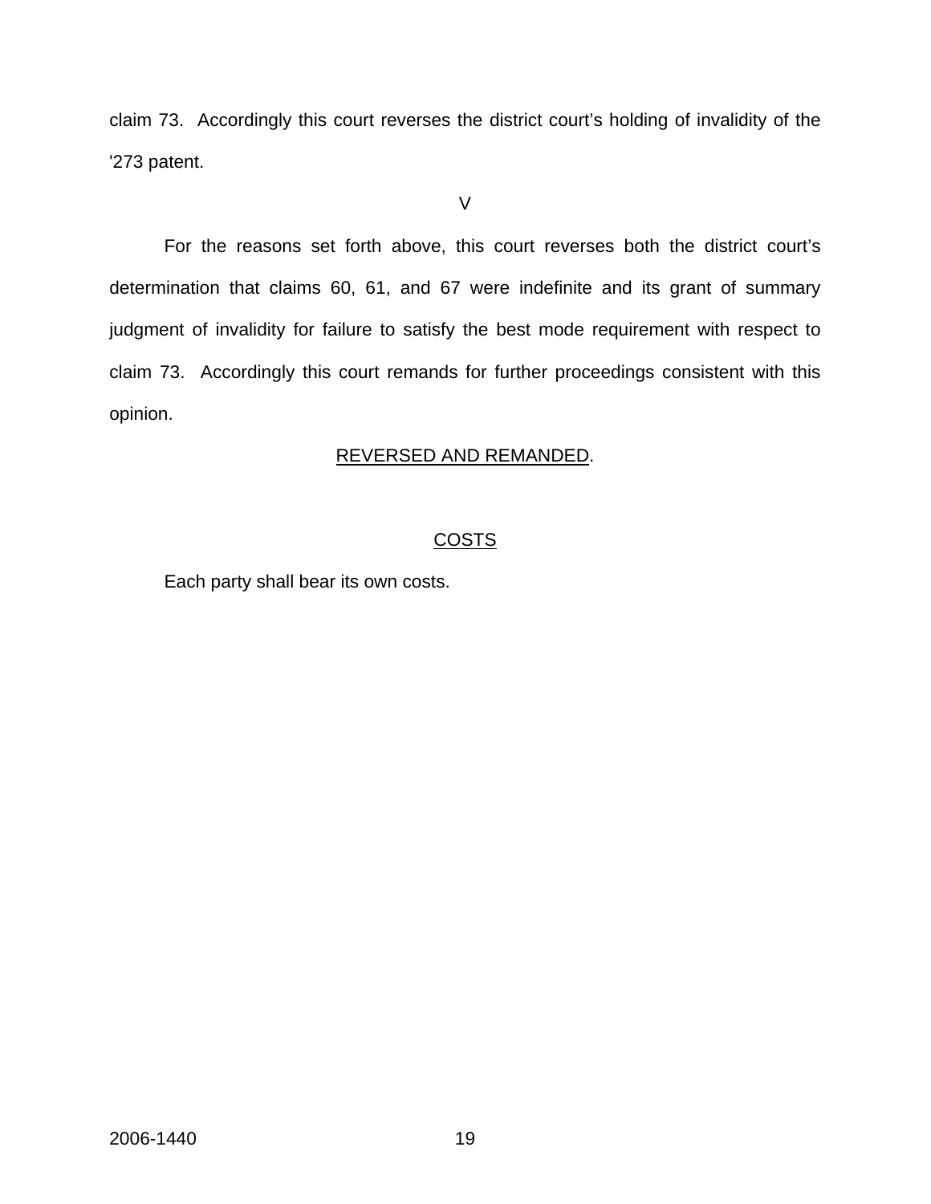claim 73. Accordingly this court reverses the district court's holding of invalidity of the '273 patent.

## V

For the reasons set forth above, this court reverses both the district court's determination that claims 60, 61, and 67 were indefinite and its grant of summary judgment of invalidity for failure to satisfy the best mode requirement with respect to claim 73. Accordingly this court remands for further proceedings consistent with this opinion.

REVERSED AND REMANDED.

## COSTS

Each party shall bear its own costs.